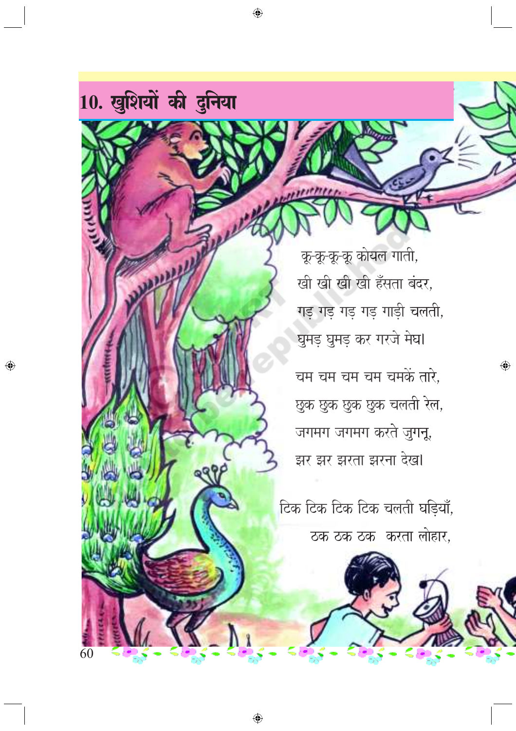# 10. खुशियों की दुनिया

कू-कू-कू-कू कोयल गाती,  
खी खी खी खी हँसता बंदर,  
गड़ गड़ गड़ गड़ गाड़ी चलती,  
घुमड़ घुमड़ कर गरजे मेघ।

चम चम चम चम चमकें तारे,  
छुक छुक छुक छुक चलती रेल,  
जगमग जगमग करते जुगनू,  
झर झर झरता झरना देख।

टिक टिक टिक टिक चलती घड़ियाँ,  
ठक ठक ठक करता लोहार,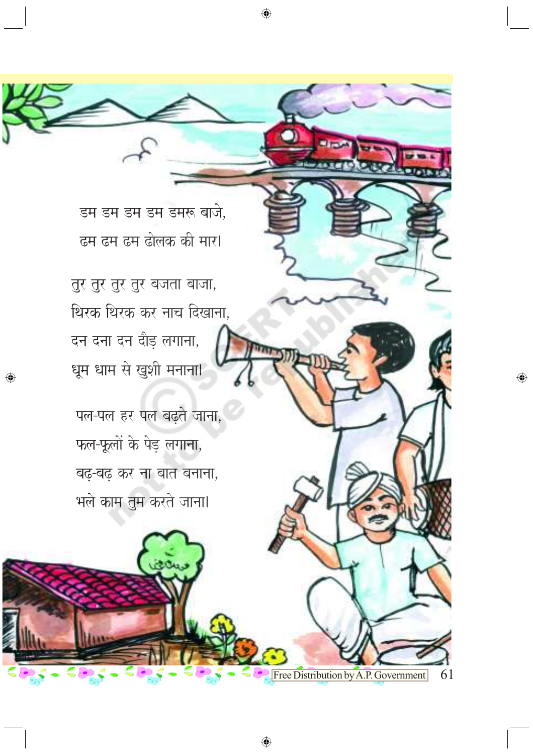डम डम डम डम डमरू बाजे,
ढम ढम ढम ढोलक की मार।

तुर तुर तुर तुर बजता बाजा,
थिरक थिरक कर नाच दिखाना,
दन दना दन दौड़ लगाना,
धूम धाम से खुशी मनाना।

पल-पल हर पल बढ़ते जाना,
फल-फूलों के पेड़ लगाना,
बढ़-बढ़ कर ना बात बनाना,
भले काम तुम करते जाना।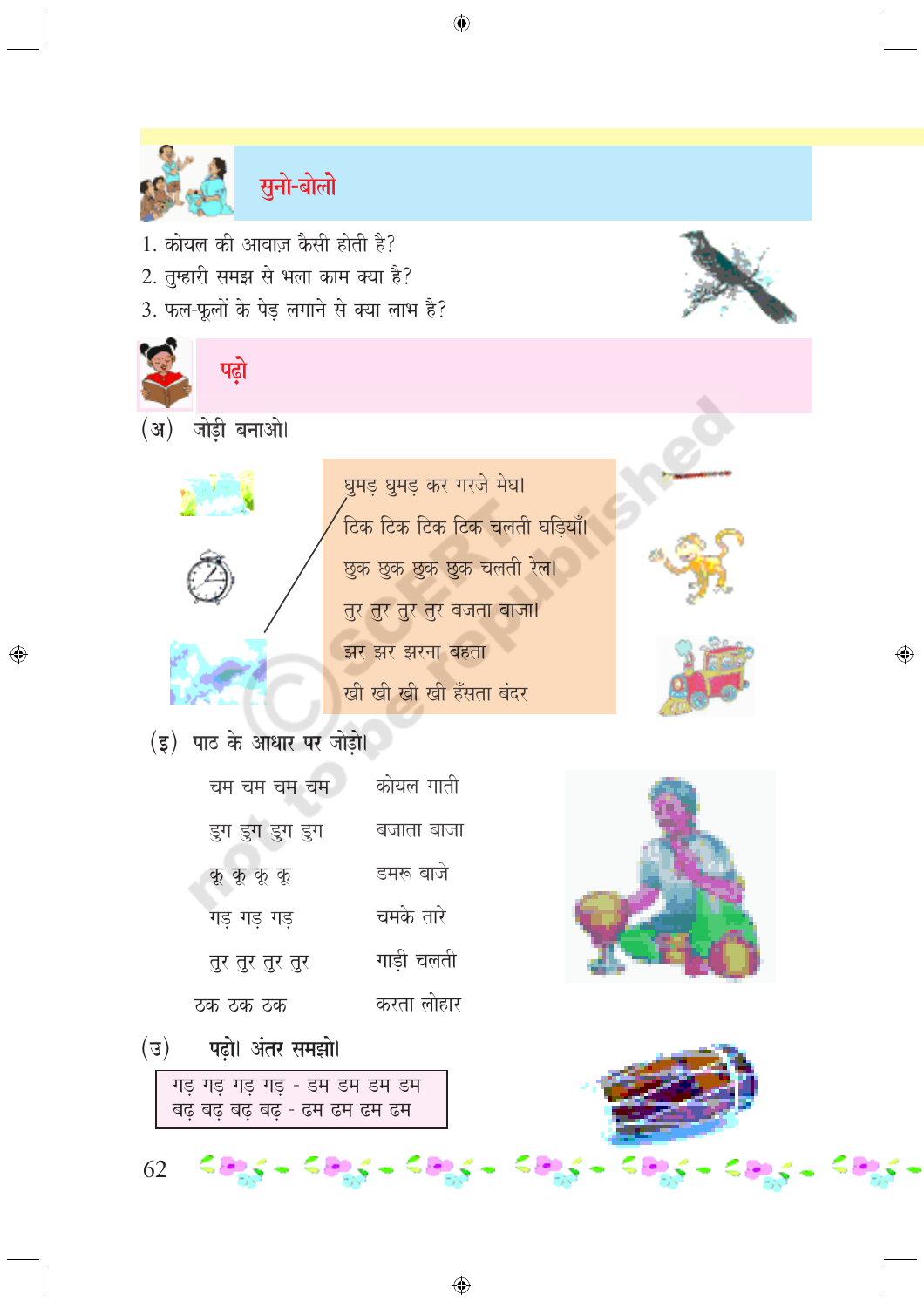## सुनो-बोलो

1. कोयल की आवाज़ कैसी होती है?
2. तुम्हारी समझ से भला काम क्या है?
3. फल-फूलों के पेड़ लगाने से क्या लाभ है?

## पढ़ो

(अ) जोड़ी बनाओ।

घुमड़ घुमड़ कर गरजे मेघ।
टिक टिक टिक टिक चलती घड़ियाँ।
छुक छुक छुक छुक चलती रेल।
तुर तुर तुर तुर बजता बाजा।
झर झर झरना बहता
खी खी खी खी हँसता बंदर

(इ) पाठ के आधार पर जोड़ो।

| | |
|---|---|
| चम चम चम चम | कोयल गाती |
| डुग डुग डुग डुग | बजाता बाजा |
| कू कू कू कू | डमरू बाजे |
| गड़ गड़ गड़ | चमके तारे |
| तुर तुर तुर तुर | गाड़ी चलती |
| ठक ठक ठक | करता लोहार |

(उ) पढ़ो। अंतर समझो।

गड़ गड़ गड़ गड़ - डम डम डम डम
बढ़ बढ़ बढ़ बढ़ - ढम ढम ढम ढम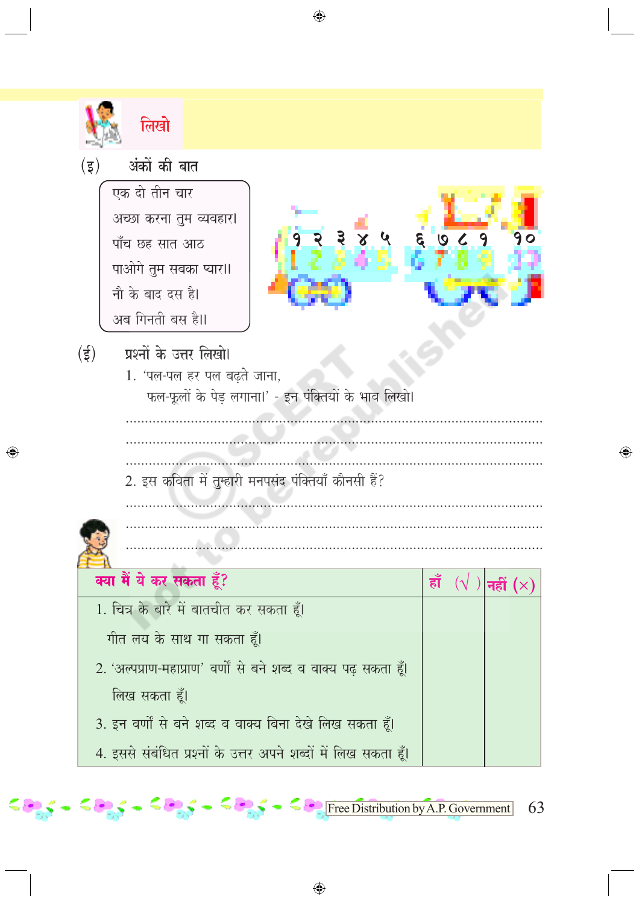## लिखो

(इ) अंकों की बात

एक दो तीन चार
अच्छा करना तुम व्यवहार।
पाँच छह सात आठ
पाओगे तुम सबका प्यार।।
नौ के बाद दस है।
अब गिनती बस है।।

१ २ ३ ४ ५ ६ ७ ८ ९ १०

(ई) प्रश्नों के उत्तर लिखो।

1. 'पल-पल हर पल बढ़ते जाना,
   फल-फूलों के पेड़ लगाना।' - इन पंक्तियों के भाव लिखो।

..................................................................................................

..................................................................................................

..................................................................................................

2. इस कविता में तुम्हारी मनपसंद पंक्तियाँ कौनसी हैं?

..................................................................................................

..................................................................................................

..................................................................................................

| क्या मैं ये कर सकता हूँ? | हाँ (√) | नहीं (×) |
|---|---|---|
| 1. चित्र के बारे में बातचीत कर सकता हूँ। | | |
| गीत लय के साथ गा सकता हूँ। | | |
| 2. 'अल्पप्राण-महाप्राण' वर्णों से बने शब्द व वाक्य पढ़ सकता हूँ। | | |
| लिख सकता हूँ। | | |
| 3. इन वर्णों से बने शब्द व वाक्य बिना देखे लिख सकता हूँ। | | |
| 4. इससे संबंधित प्रश्नों के उत्तर अपने शब्दों में लिख सकता हूँ। | | |